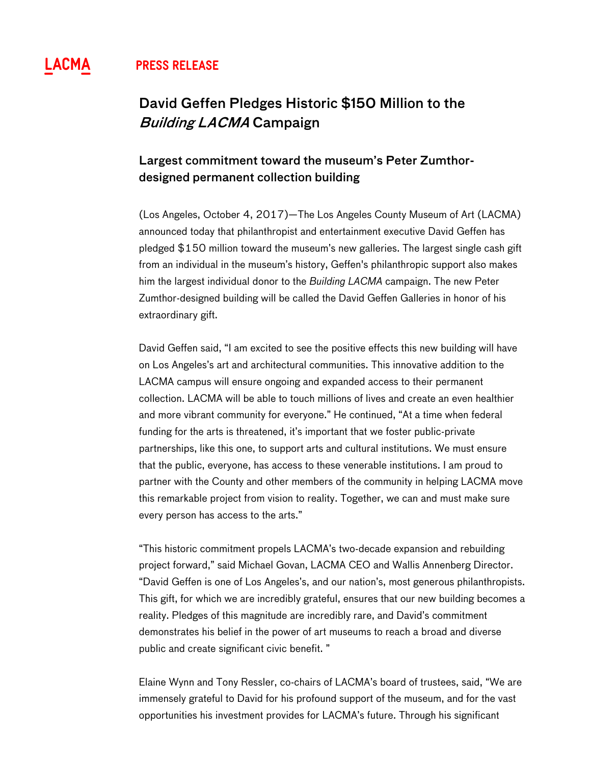LACMA **PRESS RELEASE**

# David Geffen Pledges Historic $150 Million to the *Building LACMA* Campaign

## Largest commitment toward the museum's Peter Zumthor-designed permanent collection building

(Los Angeles, October 4, 2017)—The Los Angeles County Museum of Art (LACMA) announced today that philanthropist and entertainment executive David Geffen has pledged $150 million toward the museum's new galleries. The largest single cash gift from an individual in the museum's history, Geffen's philanthropic support also makes him the largest individual donor to the *Building LACMA* campaign. The new Peter Zumthor-designed building will be called the David Geffen Galleries in honor of his extraordinary gift.

David Geffen said, "I am excited to see the positive effects this new building will have on Los Angeles's art and architectural communities. This innovative addition to the LACMA campus will ensure ongoing and expanded access to their permanent collection. LACMA will be able to touch millions of lives and create an even healthier and more vibrant community for everyone." He continued, "At a time when federal funding for the arts is threatened, it's important that we foster public-private partnerships, like this one, to support arts and cultural institutions. We must ensure that the public, everyone, has access to these venerable institutions. I am proud to partner with the County and other members of the community in helping LACMA move this remarkable project from vision to reality. Together, we can and must make sure every person has access to the arts."

"This historic commitment propels LACMA's two-decade expansion and rebuilding project forward," said Michael Govan, LACMA CEO and Wallis Annenberg Director. "David Geffen is one of Los Angeles's, and our nation's, most generous philanthropists. This gift, for which we are incredibly grateful, ensures that our new building becomes a reality. Pledges of this magnitude are incredibly rare, and David's commitment demonstrates his belief in the power of art museums to reach a broad and diverse public and create significant civic benefit. "

Elaine Wynn and Tony Ressler, co-chairs of LACMA's board of trustees, said, "We are immensely grateful to David for his profound support of the museum, and for the vast opportunities his investment provides for LACMA's future. Through his significant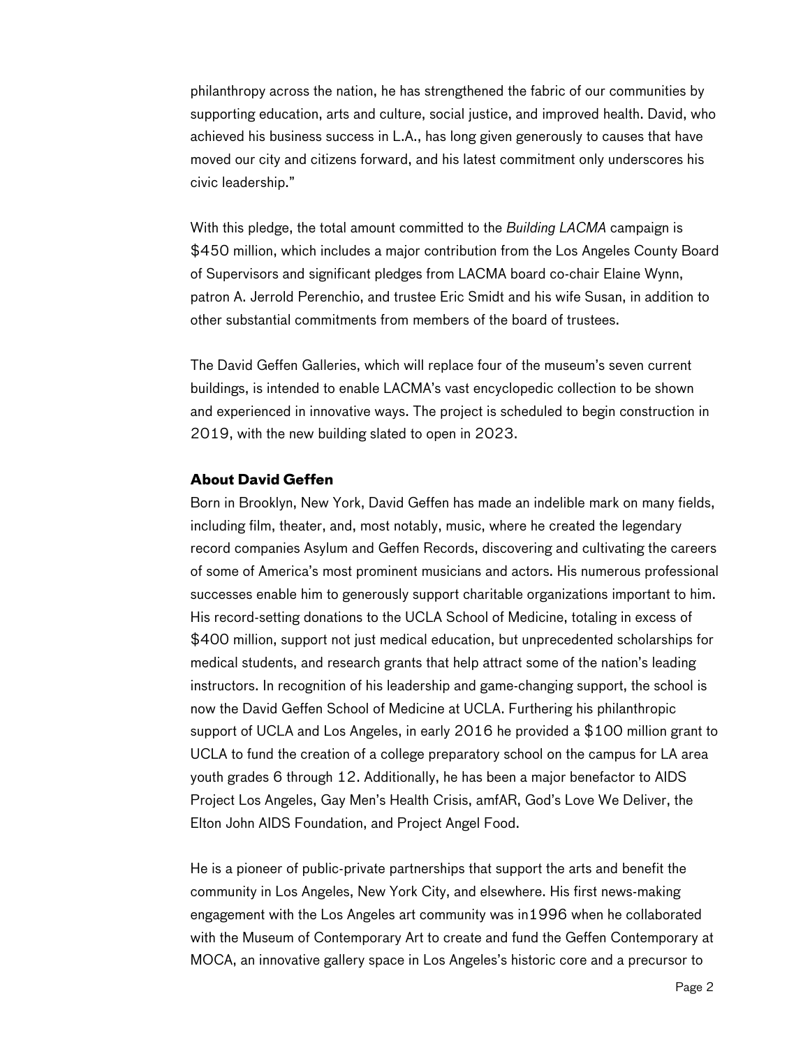philanthropy across the nation, he has strengthened the fabric of our communities by supporting education, arts and culture, social justice, and improved health. David, who achieved his business success in L.A., has long given generously to causes that have moved our city and citizens forward, and his latest commitment only underscores his civic leadership."

With this pledge, the total amount committed to the *Building LACMA* campaign is $450 million, which includes a major contribution from the Los Angeles County Board of Supervisors and significant pledges from LACMA board co-chair Elaine Wynn, patron A. Jerrold Perenchio, and trustee Eric Smidt and his wife Susan, in addition to other substantial commitments from members of the board of trustees.

The David Geffen Galleries, which will replace four of the museum's seven current buildings, is intended to enable LACMA's vast encyclopedic collection to be shown and experienced in innovative ways. The project is scheduled to begin construction in 2019, with the new building slated to open in 2023.

**About David Geffen**

Born in Brooklyn, New York, David Geffen has made an indelible mark on many fields, including film, theater, and, most notably, music, where he created the legendary record companies Asylum and Geffen Records, discovering and cultivating the careers of some of America's most prominent musicians and actors. His numerous professional successes enable him to generously support charitable organizations important to him. His record-setting donations to the UCLA School of Medicine, totaling in excess of $400 million, support not just medical education, but unprecedented scholarships for medical students, and research grants that help attract some of the nation's leading instructors. In recognition of his leadership and game-changing support, the school is now the David Geffen School of Medicine at UCLA. Furthering his philanthropic support of UCLA and Los Angeles, in early 2016 he provided a $100 million grant to UCLA to fund the creation of a college preparatory school on the campus for LA area youth grades 6 through 12. Additionally, he has been a major benefactor to AIDS Project Los Angeles, Gay Men's Health Crisis, amfAR, God's Love We Deliver, the Elton John AIDS Foundation, and Project Angel Food.

He is a pioneer of public-private partnerships that support the arts and benefit the community in Los Angeles, New York City, and elsewhere. His first news-making engagement with the Los Angeles art community was in1996 when he collaborated with the Museum of Contemporary Art to create and fund the Geffen Contemporary at MOCA, an innovative gallery space in Los Angeles's historic core and a precursor to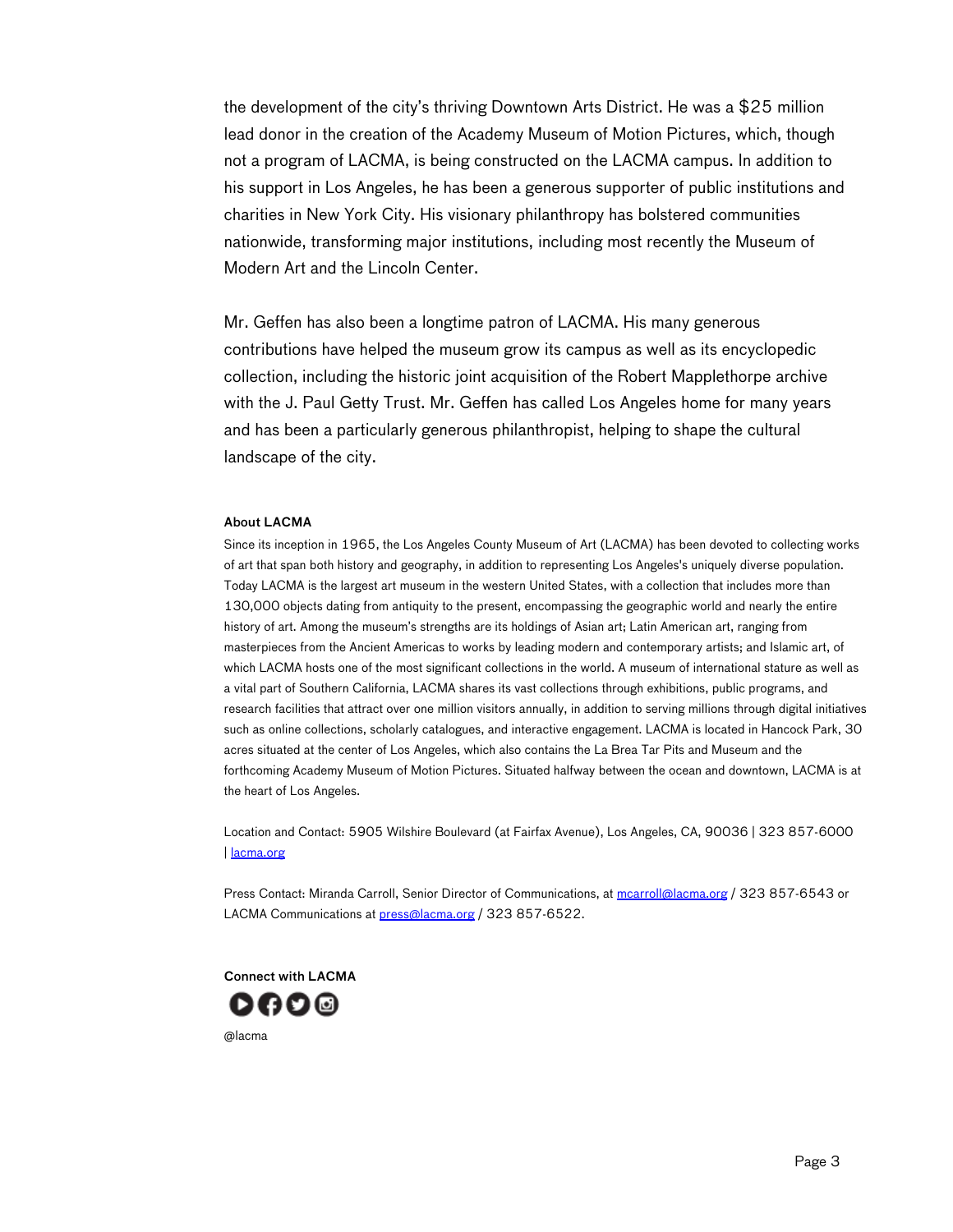the development of the city's thriving Downtown Arts District. He was a $25 million lead donor in the creation of the Academy Museum of Motion Pictures, which, though not a program of LACMA, is being constructed on the LACMA campus. In addition to his support in Los Angeles, he has been a generous supporter of public institutions and charities in New York City. His visionary philanthropy has bolstered communities nationwide, transforming major institutions, including most recently the Museum of Modern Art and the Lincoln Center.

Mr. Geffen has also been a longtime patron of LACMA. His many generous contributions have helped the museum grow its campus as well as its encyclopedic collection, including the historic joint acquisition of the Robert Mapplethorpe archive with the J. Paul Getty Trust. Mr. Geffen has called Los Angeles home for many years and has been a particularly generous philanthropist, helping to shape the cultural landscape of the city.

**About LACMA**

Since its inception in 1965, the Los Angeles County Museum of Art (LACMA) has been devoted to collecting works of art that span both history and geography, in addition to representing Los Angeles's uniquely diverse population. Today LACMA is the largest art museum in the western United States, with a collection that includes more than 130,000 objects dating from antiquity to the present, encompassing the geographic world and nearly the entire history of art. Among the museum's strengths are its holdings of Asian art; Latin American art, ranging from masterpieces from the Ancient Americas to works by leading modern and contemporary artists; and Islamic art, of which LACMA hosts one of the most significant collections in the world. A museum of international stature as well as a vital part of Southern California, LACMA shares its vast collections through exhibitions, public programs, and research facilities that attract over one million visitors annually, in addition to serving millions through digital initiatives such as online collections, scholarly catalogues, and interactive engagement. LACMA is located in Hancock Park, 30 acres situated at the center of Los Angeles, which also contains the La Brea Tar Pits and Museum and the forthcoming Academy Museum of Motion Pictures. Situated halfway between the ocean and downtown, LACMA is at the heart of Los Angeles.

Location and Contact: 5905 Wilshire Boulevard (at Fairfax Avenue), Los Angeles, CA, 90036 | 323 857-6000 | lacma.org

Press Contact: Miranda Carroll, Senior Director of Communications, at mcarroll@lacma.org / 323 857-6543 or LACMA Communications at press@lacma.org / 323 857-6522.

**Connect with LACMA**

@lacma